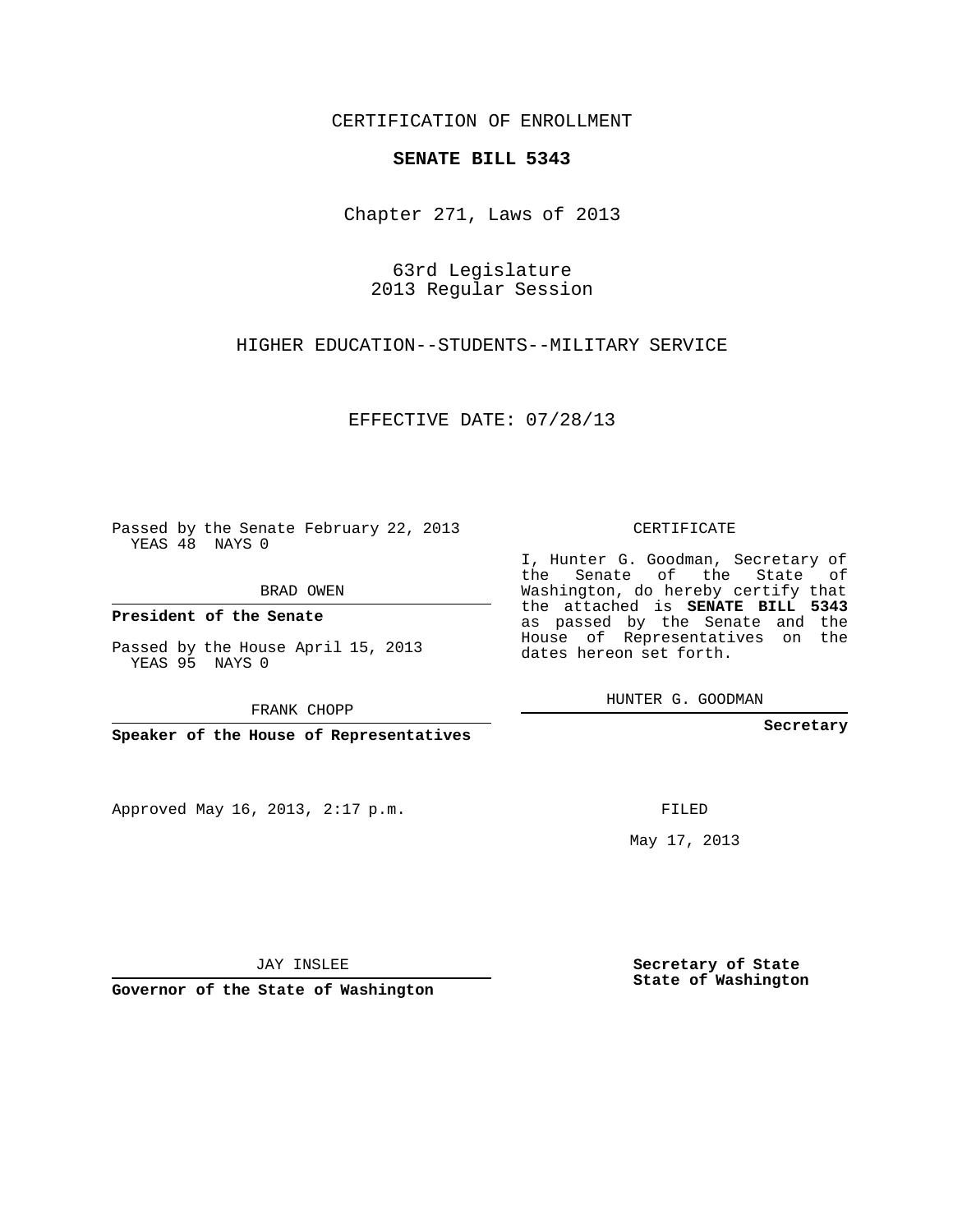CERTIFICATION OF ENROLLMENT

**SENATE BILL 5343**

Chapter 271, Laws of 2013

63rd Legislature
2013 Regular Session

HIGHER EDUCATION--STUDENTS--MILITARY SERVICE

EFFECTIVE DATE: 07/28/13

Passed by the Senate February 22, 2013
YEAS 48 NAYS 0

BRAD OWEN

**President of the Senate**

Passed by the House April 15, 2013
YEAS 95 NAYS 0

FRANK CHOPP

**Speaker of the House of Representatives**

CERTIFICATE

I, Hunter G. Goodman, Secretary of the Senate of the State of Washington, do hereby certify that the attached is **SENATE BILL 5343** as passed by the Senate and the House of Representatives on the dates hereon set forth.

HUNTER G. GOODMAN

**Secretary**

Approved May 16, 2013, 2:17 p.m.

FILED

May 17, 2013

JAY INSLEE

**Governor of the State of Washington**

**Secretary of State**
**State of Washington**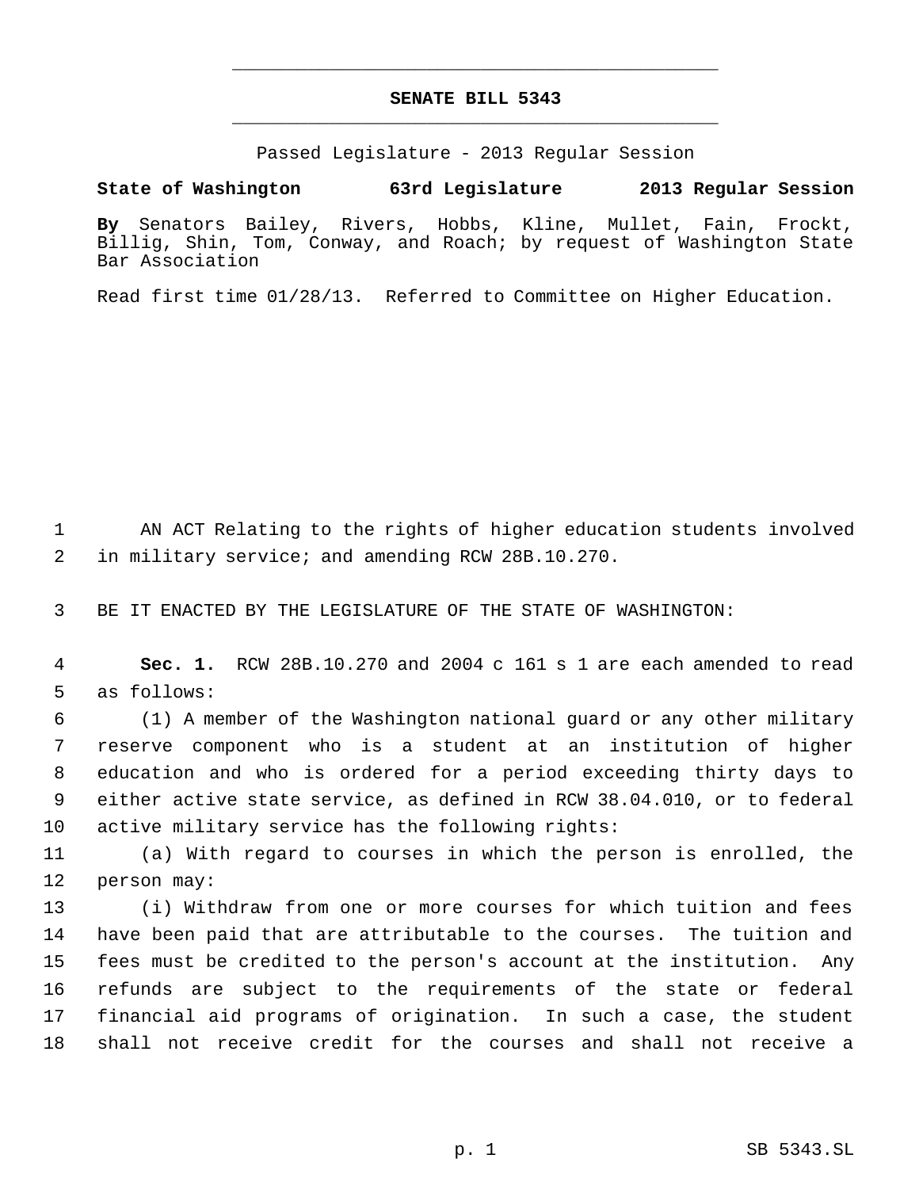# SENATE BILL 5343

Passed Legislature - 2013 Regular Session

**State of Washington 63rd Legislature 2013 Regular Session**

**By** Senators Bailey, Rivers, Hobbs, Kline, Mullet, Fain, Frockt, Billig, Shin, Tom, Conway, and Roach; by request of Washington State Bar Association

Read first time 01/28/13. Referred to Committee on Higher Education.

1 AN ACT Relating to the rights of higher education students involved
2 in military service; and amending RCW 28B.10.270.

3 BE IT ENACTED BY THE LEGISLATURE OF THE STATE OF WASHINGTON:

4 **Sec. 1.** RCW 28B.10.270 and 2004 c 161 s 1 are each amended to read
5 as follows:

6 (1) A member of the Washington national guard or any other military
7 reserve component who is a student at an institution of higher
8 education and who is ordered for a period exceeding thirty days to
9 either active state service, as defined in RCW 38.04.010, or to federal
10 active military service has the following rights:

11 (a) With regard to courses in which the person is enrolled, the
12 person may:

13 (i) Withdraw from one or more courses for which tuition and fees
14 have been paid that are attributable to the courses. The tuition and
15 fees must be credited to the person's account at the institution. Any
16 refunds are subject to the requirements of the state or federal
17 financial aid programs of origination. In such a case, the student
18 shall not receive credit for the courses and shall not receive a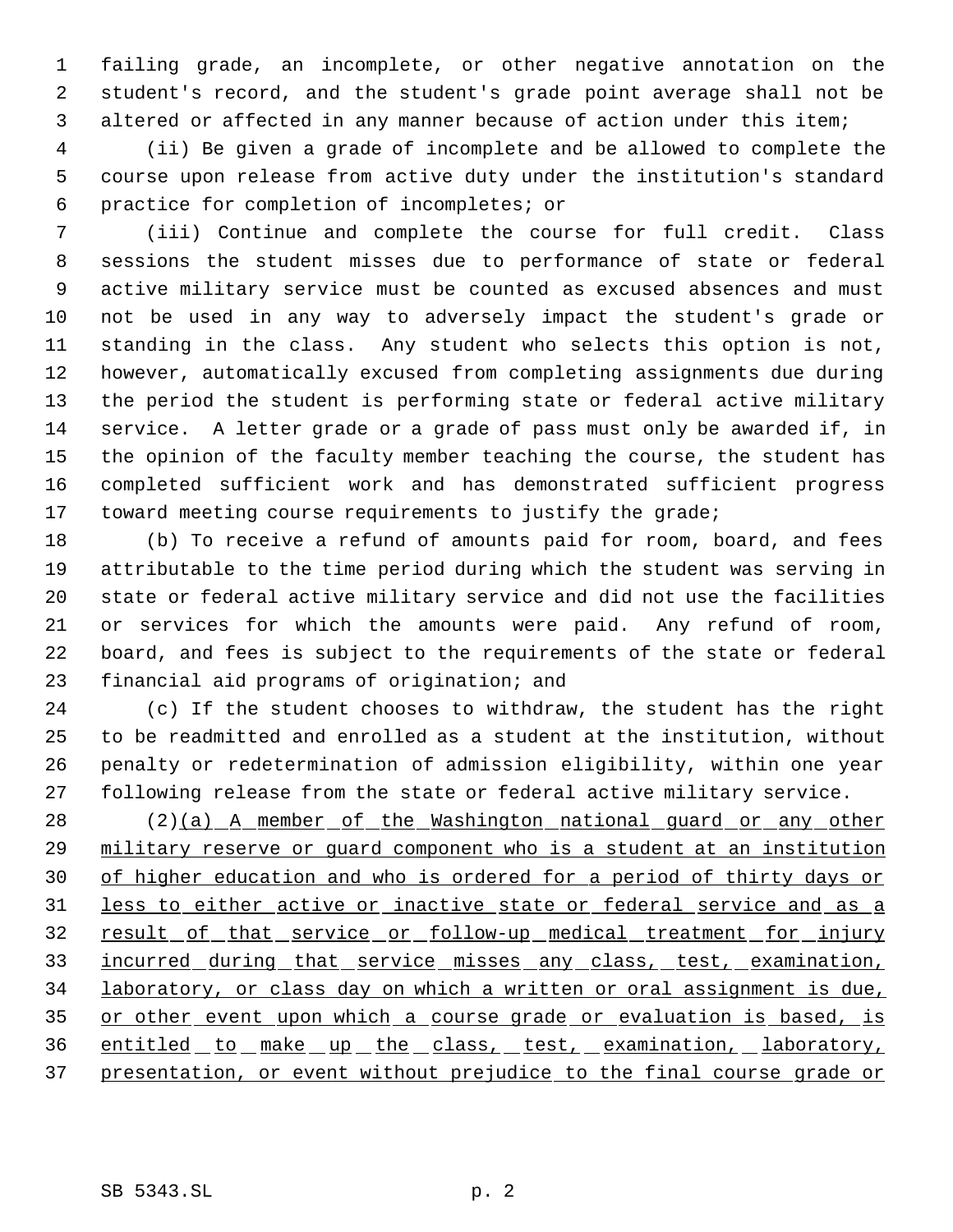failing grade, an incomplete, or other negative annotation on the student's record, and the student's grade point average shall not be altered or affected in any manner because of action under this item;

(ii) Be given a grade of incomplete and be allowed to complete the course upon release from active duty under the institution's standard practice for completion of incompletes; or

(iii) Continue and complete the course for full credit. Class sessions the student misses due to performance of state or federal active military service must be counted as excused absences and must not be used in any way to adversely impact the student's grade or standing in the class. Any student who selects this option is not, however, automatically excused from completing assignments due during the period the student is performing state or federal active military service. A letter grade or a grade of pass must only be awarded if, in the opinion of the faculty member teaching the course, the student has completed sufficient work and has demonstrated sufficient progress toward meeting course requirements to justify the grade;

(b) To receive a refund of amounts paid for room, board, and fees attributable to the time period during which the student was serving in state or federal active military service and did not use the facilities or services for which the amounts were paid. Any refund of room, board, and fees is subject to the requirements of the state or federal financial aid programs of origination; and

(c) If the student chooses to withdraw, the student has the right to be readmitted and enrolled as a student at the institution, without penalty or redetermination of admission eligibility, within one year following release from the state or federal active military service.

(2)<u>(a) A member of the Washington national guard or any other military reserve or guard component who is a student at an institution of higher education and who is ordered for a period of thirty days or less to either active or inactive state or federal service and as a result of that service or follow-up medical treatment for injury incurred during that service misses any class, test, examination, laboratory, or class day on which a written or oral assignment is due, or other event upon which a course grade or evaluation is based, is entitled to make up the class, test, examination, laboratory, presentation, or event without prejudice to the final course grade or</u>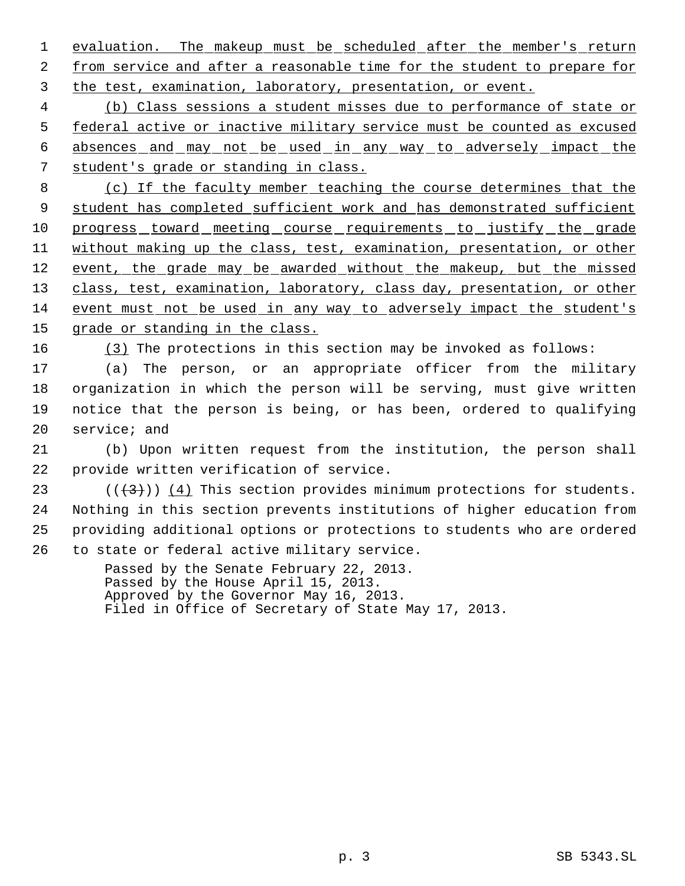evaluation. The makeup must be scheduled after the member's return from service and after a reasonable time for the student to prepare for the test, examination, laboratory, presentation, or event.

(b) Class sessions a student misses due to performance of state or federal active or inactive military service must be counted as excused absences and may not be used in any way to adversely impact the student's grade or standing in class.

(c) If the faculty member teaching the course determines that the student has completed sufficient work and has demonstrated sufficient progress toward meeting course requirements to justify the grade without making up the class, test, examination, presentation, or other event, the grade may be awarded without the makeup, but the missed class, test, examination, laboratory, class day, presentation, or other event must not be used in any way to adversely impact the student's grade or standing in the class.

(3) The protections in this section may be invoked as follows:

(a) The person, or an appropriate officer from the military organization in which the person will be serving, must give written notice that the person is being, or has been, ordered to qualifying service; and

(b) Upon written request from the institution, the person shall provide written verification of service.

(((3))) (4) This section provides minimum protections for students. Nothing in this section prevents institutions of higher education from providing additional options or protections to students who are ordered to state or federal active military service.

Passed by the Senate February 22, 2013.
Passed by the House April 15, 2013.
Approved by the Governor May 16, 2013.
Filed in Office of Secretary of State May 17, 2013.